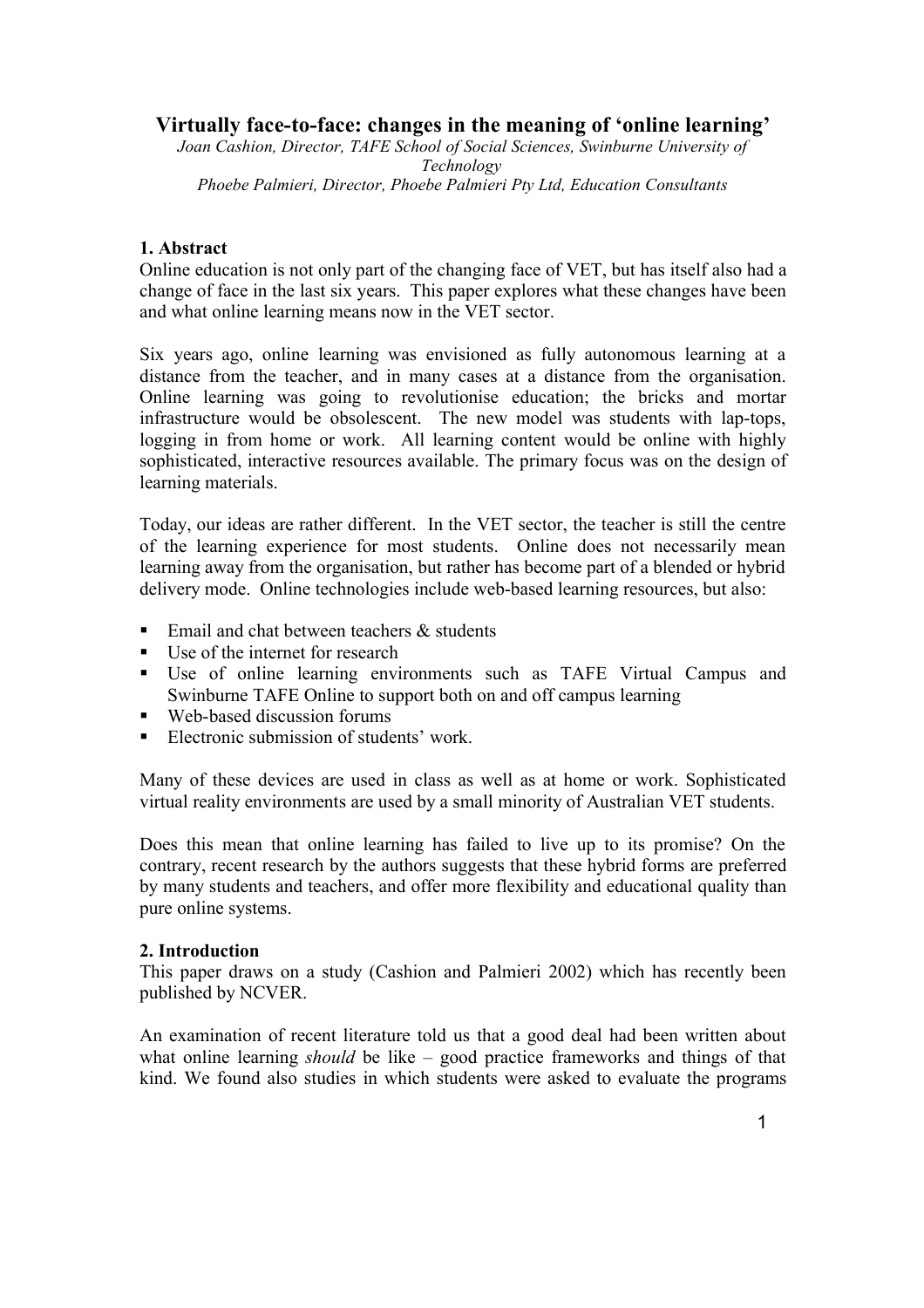# Virtually face-to-face: changes in the meaning of 'online learning'

*Joan Cashion, Director, TAFE School of Social Sciences, Swinburne University of Technology*

*Phoebe Palmieri, Director, Phoebe Palmieri Pty Ltd, Education Consultants*

## 1. Abstract

Online education is not only part of the changing face of VET, but has itself also had a change of face in the last six years. This paper explores what these changes have been and what online learning means now in the VET sector.

Six years ago, online learning was envisioned as fully autonomous learning at a distance from the teacher, and in many cases at a distance from the organisation. Online learning was going to revolutionise education; the bricks and mortar infrastructure would be obsolescent. The new model was students with lap-tops, logging in from home or work. All learning content would be online with highly sophisticated, interactive resources available. The primary focus was on the design of learning materials.

Today, our ideas are rather different. In the VET sector, the teacher is still the centre of the learning experience for most students. Online does not necessarily mean learning away from the organisation, but rather has become part of a blended or hybrid delivery mode. Online technologies include web-based learning resources, but also:

- Email and chat between teachers & students
- Use of the internet for research
- Use of online learning environments such as TAFE Virtual Campus and Swinburne TAFE Online to support both on and off campus learning
- Web-based discussion forums
- Electronic submission of students' work.

Many of these devices are used in class as well as at home or work. Sophisticated virtual reality environments are used by a small minority of Australian VET students.

Does this mean that online learning has failed to live up to its promise? On the contrary, recent research by the authors suggests that these hybrid forms are preferred by many students and teachers, and offer more flexibility and educational quality than pure online systems.

## 2. Introduction

This paper draws on a study (Cashion and Palmieri 2002) which has recently been published by NCVER.

An examination of recent literature told us that a good deal had been written about what online learning *should* be like – good practice frameworks and things of that kind. We found also studies in which students were asked to evaluate the programs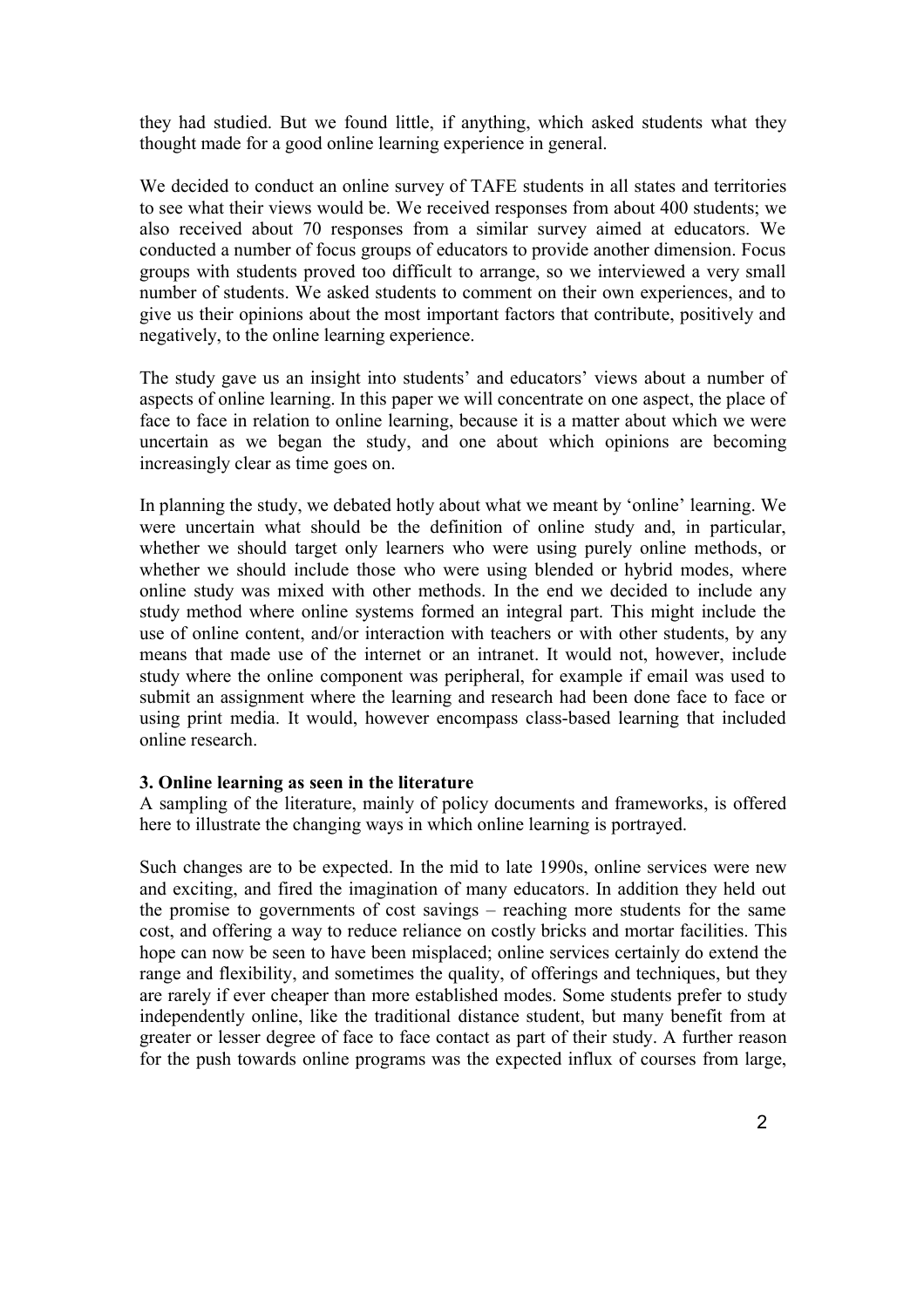they had studied. But we found little, if anything, which asked students what they thought made for a good online learning experience in general.

We decided to conduct an online survey of TAFE students in all states and territories to see what their views would be. We received responses from about 400 students; we also received about 70 responses from a similar survey aimed at educators. We conducted a number of focus groups of educators to provide another dimension. Focus groups with students proved too difficult to arrange, so we interviewed a very small number of students. We asked students to comment on their own experiences, and to give us their opinions about the most important factors that contribute, positively and negatively, to the online learning experience.

The study gave us an insight into students' and educators' views about a number of aspects of online learning. In this paper we will concentrate on one aspect, the place of face to face in relation to online learning, because it is a matter about which we were uncertain as we began the study, and one about which opinions are becoming increasingly clear as time goes on.

In planning the study, we debated hotly about what we meant by 'online' learning. We were uncertain what should be the definition of online study and, in particular, whether we should target only learners who were using purely online methods, or whether we should include those who were using blended or hybrid modes, where online study was mixed with other methods. In the end we decided to include any study method where online systems formed an integral part. This might include the use of online content, and/or interaction with teachers or with other students, by any means that made use of the internet or an intranet. It would not, however, include study where the online component was peripheral, for example if email was used to submit an assignment where the learning and research had been done face to face or using print media. It would, however encompass class-based learning that included online research.

**3. Online learning as seen in the literature**

A sampling of the literature, mainly of policy documents and frameworks, is offered here to illustrate the changing ways in which online learning is portrayed.

Such changes are to be expected. In the mid to late 1990s, online services were new and exciting, and fired the imagination of many educators. In addition they held out the promise to governments of cost savings – reaching more students for the same cost, and offering a way to reduce reliance on costly bricks and mortar facilities. This hope can now be seen to have been misplaced; online services certainly do extend the range and flexibility, and sometimes the quality, of offerings and techniques, but they are rarely if ever cheaper than more established modes. Some students prefer to study independently online, like the traditional distance student, but many benefit from at greater or lesser degree of face to face contact as part of their study. A further reason for the push towards online programs was the expected influx of courses from large,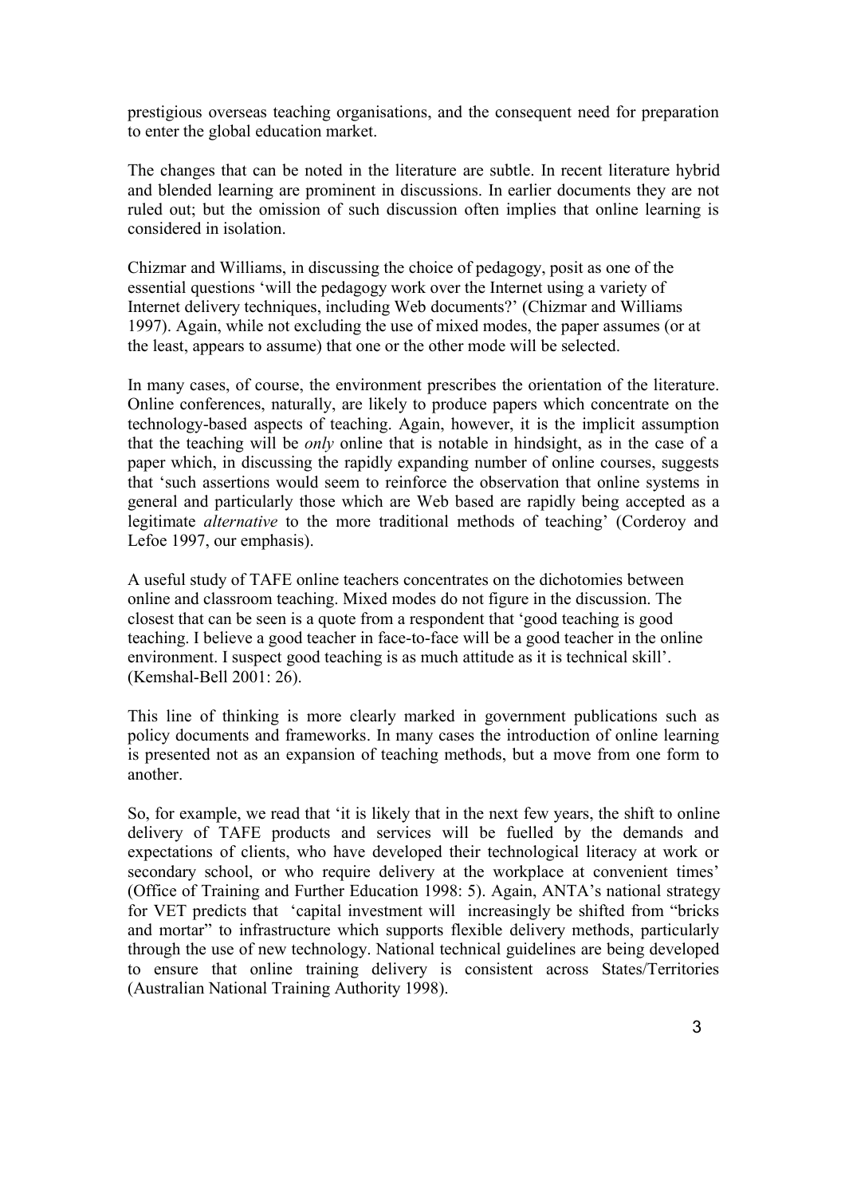prestigious overseas teaching organisations, and the consequent need for preparation to enter the global education market.

The changes that can be noted in the literature are subtle. In recent literature hybrid and blended learning are prominent in discussions. In earlier documents they are not ruled out; but the omission of such discussion often implies that online learning is considered in isolation.

Chizmar and Williams, in discussing the choice of pedagogy, posit as one of the essential questions 'will the pedagogy work over the Internet using a variety of Internet delivery techniques, including Web documents?' (Chizmar and Williams 1997). Again, while not excluding the use of mixed modes, the paper assumes (or at the least, appears to assume) that one or the other mode will be selected.

In many cases, of course, the environment prescribes the orientation of the literature. Online conferences, naturally, are likely to produce papers which concentrate on the technology-based aspects of teaching. Again, however, it is the implicit assumption that the teaching will be *only* online that is notable in hindsight, as in the case of a paper which, in discussing the rapidly expanding number of online courses, suggests that 'such assertions would seem to reinforce the observation that online systems in general and particularly those which are Web based are rapidly being accepted as a legitimate *alternative* to the more traditional methods of teaching' (Corderoy and Lefoe 1997, our emphasis).

A useful study of TAFE online teachers concentrates on the dichotomies between online and classroom teaching. Mixed modes do not figure in the discussion. The closest that can be seen is a quote from a respondent that 'good teaching is good teaching. I believe a good teacher in face-to-face will be a good teacher in the online environment. I suspect good teaching is as much attitude as it is technical skill'. (Kemshal-Bell 2001: 26).

This line of thinking is more clearly marked in government publications such as policy documents and frameworks. In many cases the introduction of online learning is presented not as an expansion of teaching methods, but a move from one form to another.

So, for example, we read that 'it is likely that in the next few years, the shift to online delivery of TAFE products and services will be fuelled by the demands and expectations of clients, who have developed their technological literacy at work or secondary school, or who require delivery at the workplace at convenient times' (Office of Training and Further Education 1998: 5). Again, ANTA's national strategy for VET predicts that 'capital investment will increasingly be shifted from "bricks and mortar" to infrastructure which supports flexible delivery methods, particularly through the use of new technology. National technical guidelines are being developed to ensure that online training delivery is consistent across States/Territories (Australian National Training Authority 1998).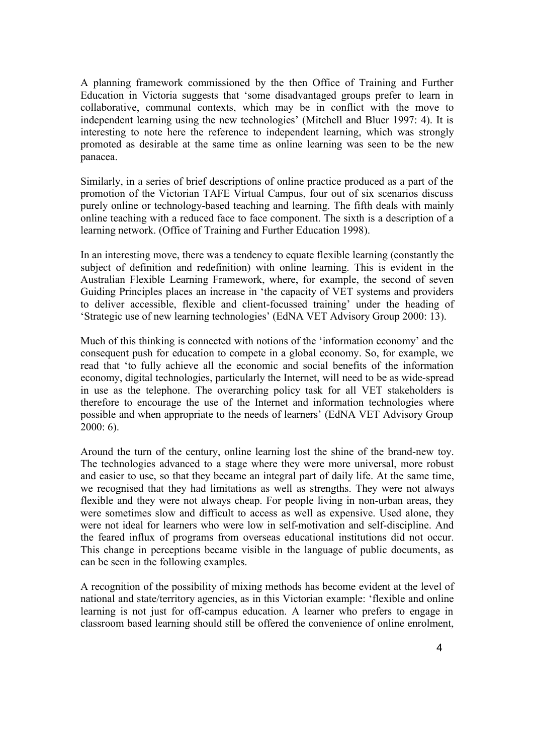A planning framework commissioned by the then Office of Training and Further Education in Victoria suggests that 'some disadvantaged groups prefer to learn in collaborative, communal contexts, which may be in conflict with the move to independent learning using the new technologies' (Mitchell and Bluer 1997: 4). It is interesting to note here the reference to independent learning, which was strongly promoted as desirable at the same time as online learning was seen to be the new panacea.

Similarly, in a series of brief descriptions of online practice produced as a part of the promotion of the Victorian TAFE Virtual Campus, four out of six scenarios discuss purely online or technology-based teaching and learning. The fifth deals with mainly online teaching with a reduced face to face component. The sixth is a description of a learning network. (Office of Training and Further Education 1998).

In an interesting move, there was a tendency to equate flexible learning (constantly the subject of definition and redefinition) with online learning. This is evident in the Australian Flexible Learning Framework, where, for example, the second of seven Guiding Principles places an increase in 'the capacity of VET systems and providers to deliver accessible, flexible and client-focussed training' under the heading of 'Strategic use of new learning technologies' (EdNA VET Advisory Group 2000: 13).

Much of this thinking is connected with notions of the 'information economy' and the consequent push for education to compete in a global economy. So, for example, we read that 'to fully achieve all the economic and social benefits of the information economy, digital technologies, particularly the Internet, will need to be as wide-spread in use as the telephone. The overarching policy task for all VET stakeholders is therefore to encourage the use of the Internet and information technologies where possible and when appropriate to the needs of learners' (EdNA VET Advisory Group 2000: 6).

Around the turn of the century, online learning lost the shine of the brand-new toy. The technologies advanced to a stage where they were more universal, more robust and easier to use, so that they became an integral part of daily life. At the same time, we recognised that they had limitations as well as strengths. They were not always flexible and they were not always cheap. For people living in non-urban areas, they were sometimes slow and difficult to access as well as expensive. Used alone, they were not ideal for learners who were low in self-motivation and self-discipline. And the feared influx of programs from overseas educational institutions did not occur. This change in perceptions became visible in the language of public documents, as can be seen in the following examples.

A recognition of the possibility of mixing methods has become evident at the level of national and state/territory agencies, as in this Victorian example: 'flexible and online learning is not just for off-campus education. A learner who prefers to engage in classroom based learning should still be offered the convenience of online enrolment,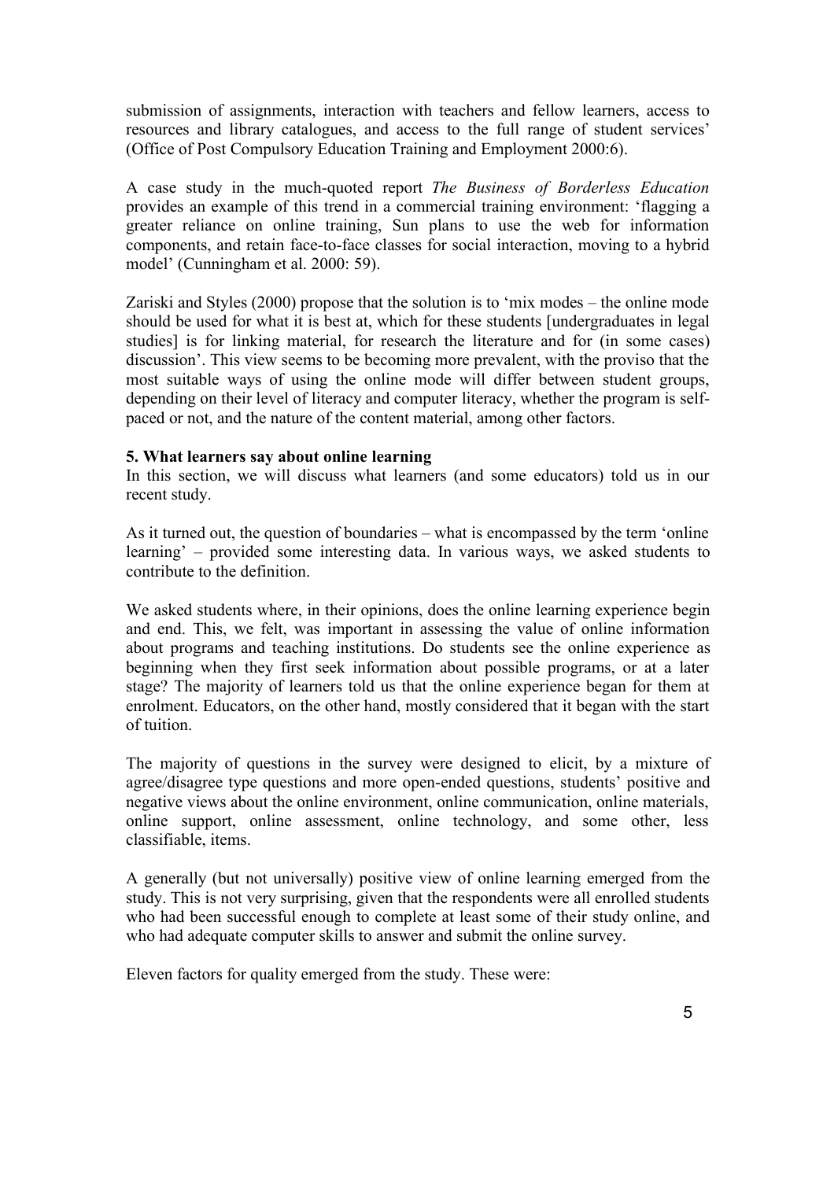submission of assignments, interaction with teachers and fellow learners, access to resources and library catalogues, and access to the full range of student services' (Office of Post Compulsory Education Training and Employment 2000:6).

A case study in the much-quoted report *The Business of Borderless Education* provides an example of this trend in a commercial training environment: 'flagging a greater reliance on online training, Sun plans to use the web for information components, and retain face-to-face classes for social interaction, moving to a hybrid model' (Cunningham et al. 2000: 59).

Zariski and Styles (2000) propose that the solution is to 'mix modes – the online mode should be used for what it is best at, which for these students [undergraduates in legal studies] is for linking material, for research the literature and for (in some cases) discussion'. This view seems to be becoming more prevalent, with the proviso that the most suitable ways of using the online mode will differ between student groups, depending on their level of literacy and computer literacy, whether the program is self-paced or not, and the nature of the content material, among other factors.

**5. What learners say about online learning**

In this section, we will discuss what learners (and some educators) told us in our recent study.

As it turned out, the question of boundaries – what is encompassed by the term 'online learning' – provided some interesting data. In various ways, we asked students to contribute to the definition.

We asked students where, in their opinions, does the online learning experience begin and end. This, we felt, was important in assessing the value of online information about programs and teaching institutions. Do students see the online experience as beginning when they first seek information about possible programs, or at a later stage? The majority of learners told us that the online experience began for them at enrolment. Educators, on the other hand, mostly considered that it began with the start of tuition.

The majority of questions in the survey were designed to elicit, by a mixture of agree/disagree type questions and more open-ended questions, students' positive and negative views about the online environment, online communication, online materials, online support, online assessment, online technology, and some other, less classifiable, items.

A generally (but not universally) positive view of online learning emerged from the study. This is not very surprising, given that the respondents were all enrolled students who had been successful enough to complete at least some of their study online, and who had adequate computer skills to answer and submit the online survey.

Eleven factors for quality emerged from the study. These were: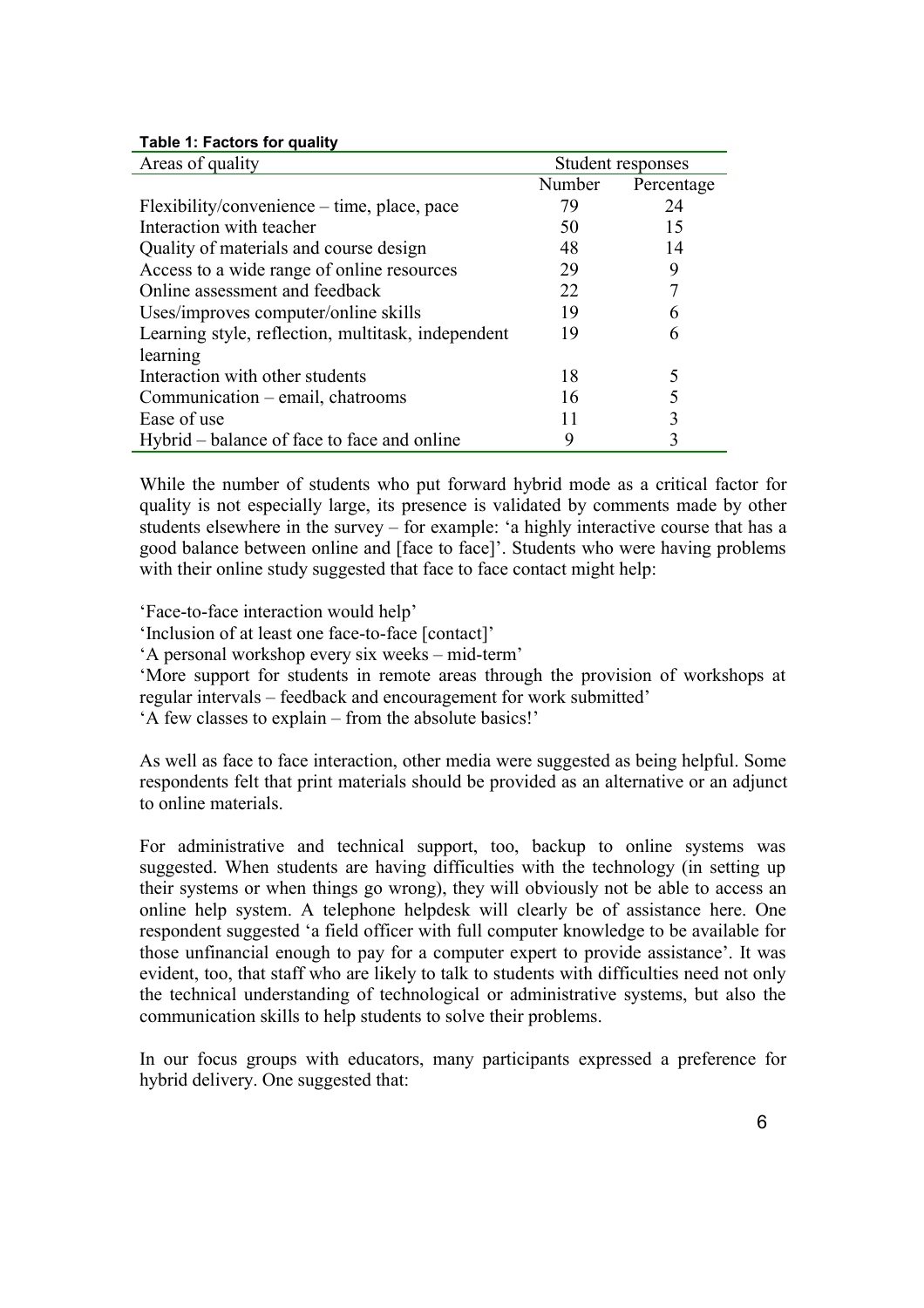**Table 1: Factors for quality**

| Areas of quality | Student responses | |
|---|---|---|
| | Number | Percentage |
| Flexibility/convenience – time, place, pace | 79 | 24 |
| Interaction with teacher | 50 | 15 |
| Quality of materials and course design | 48 | 14 |
| Access to a wide range of online resources | 29 | 9 |
| Online assessment and feedback | 22 | 7 |
| Uses/improves computer/online skills | 19 | 6 |
| Learning style, reflection, multitask, independent learning | 19 | 6 |
| Interaction with other students | 18 | 5 |
| Communication – email, chatrooms | 16 | 5 |
| Ease of use | 11 | 3 |
| Hybrid – balance of face to face and online | 9 | 3 |

While the number of students who put forward hybrid mode as a critical factor for quality is not especially large, its presence is validated by comments made by other students elsewhere in the survey – for example: 'a highly interactive course that has a good balance between online and [face to face]'. Students who were having problems with their online study suggested that face to face contact might help:

'Face-to-face interaction would help'
'Inclusion of at least one face-to-face [contact]'
'A personal workshop every six weeks – mid-term'
'More support for students in remote areas through the provision of workshops at regular intervals – feedback and encouragement for work submitted'
'A few classes to explain – from the absolute basics!'

As well as face to face interaction, other media were suggested as being helpful. Some respondents felt that print materials should be provided as an alternative or an adjunct to online materials.

For administrative and technical support, too, backup to online systems was suggested. When students are having difficulties with the technology (in setting up their systems or when things go wrong), they will obviously not be able to access an online help system. A telephone helpdesk will clearly be of assistance here. One respondent suggested 'a field officer with full computer knowledge to be available for those unfinancial enough to pay for a computer expert to provide assistance'. It was evident, too, that staff who are likely to talk to students with difficulties need not only the technical understanding of technological or administrative systems, but also the communication skills to help students to solve their problems.

In our focus groups with educators, many participants expressed a preference for hybrid delivery. One suggested that: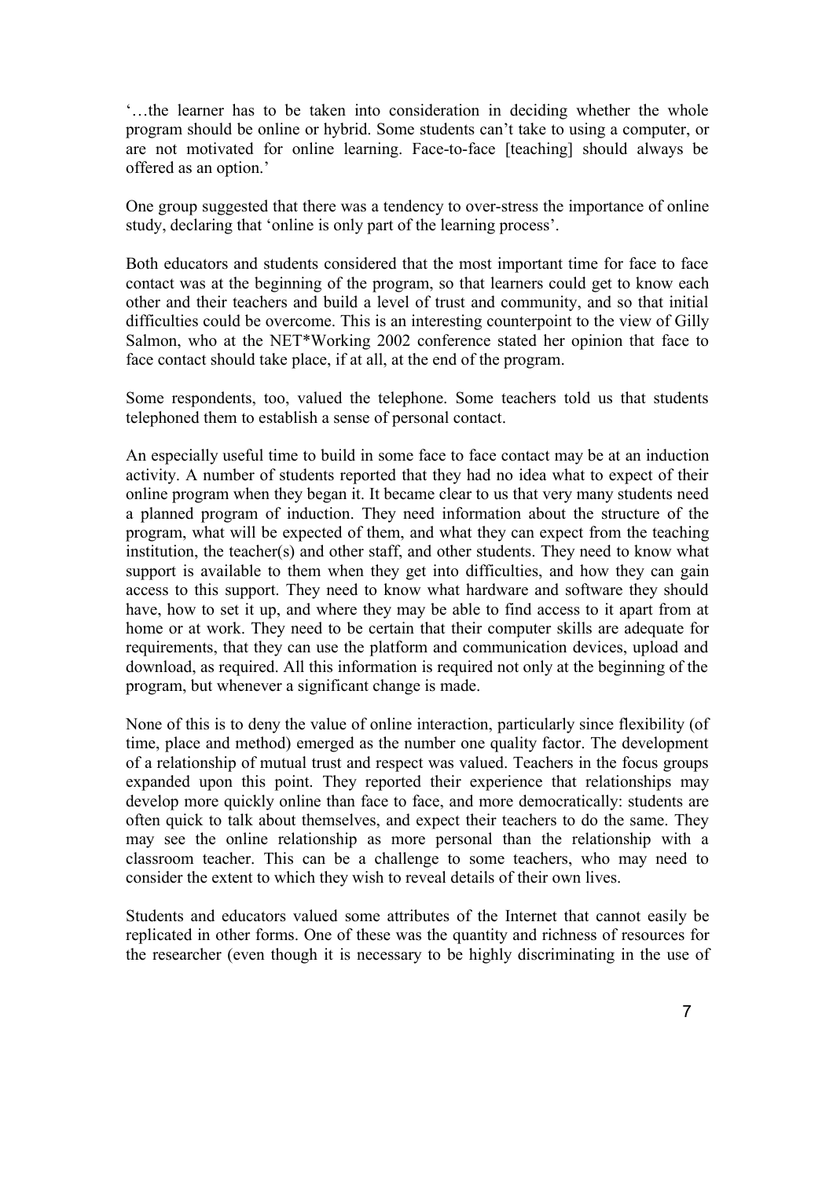'…the learner has to be taken into consideration in deciding whether the whole program should be online or hybrid. Some students can't take to using a computer, or are not motivated for online learning. Face-to-face [teaching] should always be offered as an option.'

One group suggested that there was a tendency to over-stress the importance of online study, declaring that 'online is only part of the learning process'.

Both educators and students considered that the most important time for face to face contact was at the beginning of the program, so that learners could get to know each other and their teachers and build a level of trust and community, and so that initial difficulties could be overcome. This is an interesting counterpoint to the view of Gilly Salmon, who at the NET*Working 2002 conference stated her opinion that face to face contact should take place, if at all, at the end of the program.

Some respondents, too, valued the telephone. Some teachers told us that students telephoned them to establish a sense of personal contact.

An especially useful time to build in some face to face contact may be at an induction activity. A number of students reported that they had no idea what to expect of their online program when they began it. It became clear to us that very many students need a planned program of induction. They need information about the structure of the program, what will be expected of them, and what they can expect from the teaching institution, the teacher(s) and other staff, and other students. They need to know what support is available to them when they get into difficulties, and how they can gain access to this support. They need to know what hardware and software they should have, how to set it up, and where they may be able to find access to it apart from at home or at work. They need to be certain that their computer skills are adequate for requirements, that they can use the platform and communication devices, upload and download, as required. All this information is required not only at the beginning of the program, but whenever a significant change is made.

None of this is to deny the value of online interaction, particularly since flexibility (of time, place and method) emerged as the number one quality factor. The development of a relationship of mutual trust and respect was valued. Teachers in the focus groups expanded upon this point. They reported their experience that relationships may develop more quickly online than face to face, and more democratically: students are often quick to talk about themselves, and expect their teachers to do the same. They may see the online relationship as more personal than the relationship with a classroom teacher. This can be a challenge to some teachers, who may need to consider the extent to which they wish to reveal details of their own lives.

Students and educators valued some attributes of the Internet that cannot easily be replicated in other forms. One of these was the quantity and richness of resources for the researcher (even though it is necessary to be highly discriminating in the use of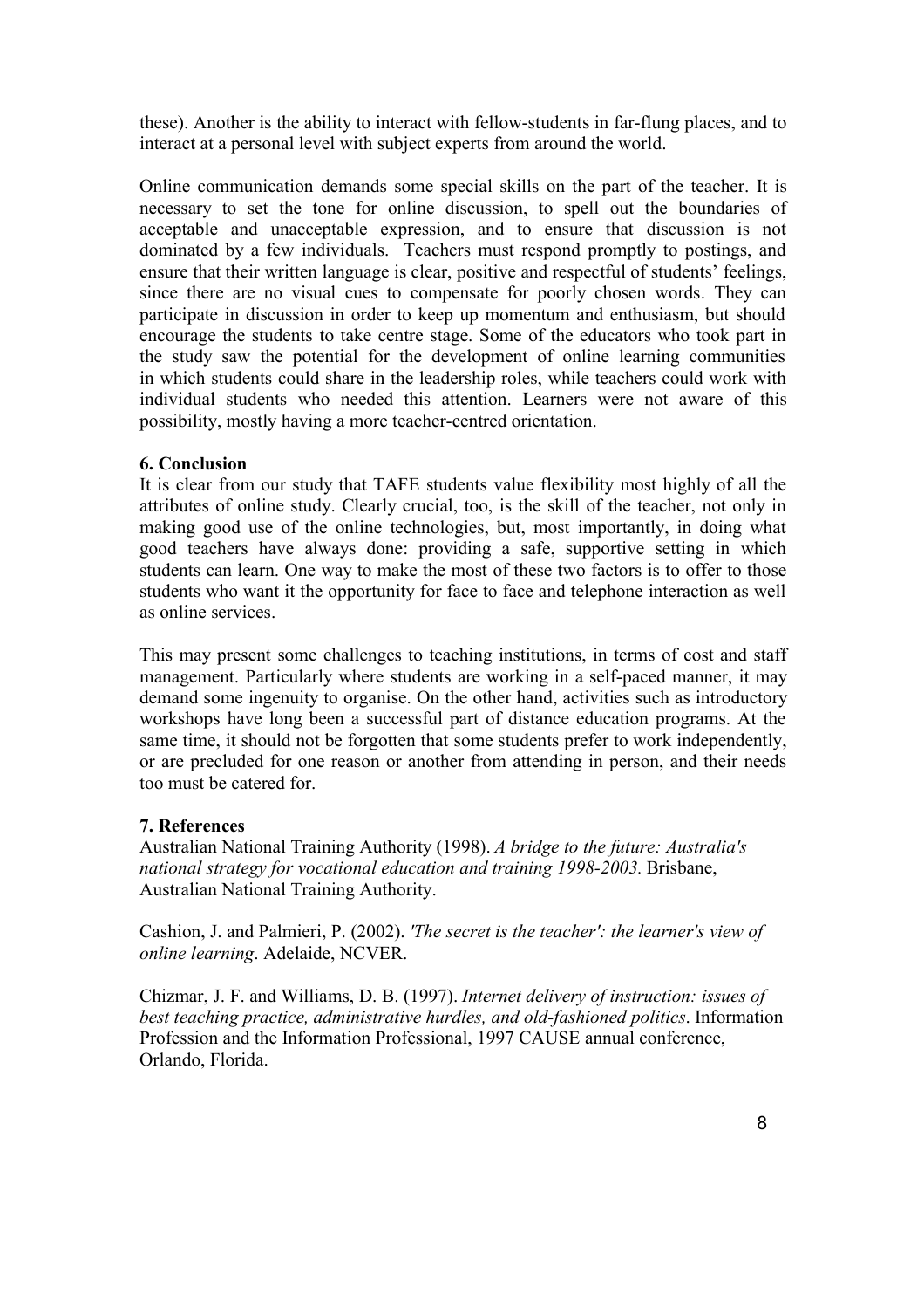these). Another is the ability to interact with fellow-students in far-flung places, and to interact at a personal level with subject experts from around the world.

Online communication demands some special skills on the part of the teacher. It is necessary to set the tone for online discussion, to spell out the boundaries of acceptable and unacceptable expression, and to ensure that discussion is not dominated by a few individuals. Teachers must respond promptly to postings, and ensure that their written language is clear, positive and respectful of students' feelings, since there are no visual cues to compensate for poorly chosen words. They can participate in discussion in order to keep up momentum and enthusiasm, but should encourage the students to take centre stage. Some of the educators who took part in the study saw the potential for the development of online learning communities in which students could share in the leadership roles, while teachers could work with individual students who needed this attention. Learners were not aware of this possibility, mostly having a more teacher-centred orientation.

## 6. Conclusion

It is clear from our study that TAFE students value flexibility most highly of all the attributes of online study. Clearly crucial, too, is the skill of the teacher, not only in making good use of the online technologies, but, most importantly, in doing what good teachers have always done: providing a safe, supportive setting in which students can learn. One way to make the most of these two factors is to offer to those students who want it the opportunity for face to face and telephone interaction as well as online services.

This may present some challenges to teaching institutions, in terms of cost and staff management. Particularly where students are working in a self-paced manner, it may demand some ingenuity to organise. On the other hand, activities such as introductory workshops have long been a successful part of distance education programs. At the same time, it should not be forgotten that some students prefer to work independently, or are precluded for one reason or another from attending in person, and their needs too must be catered for.

## 7. References

Australian National Training Authority (1998). *A bridge to the future: Australia's national strategy for vocational education and training 1998-2003.* Brisbane, Australian National Training Authority.

Cashion, J. and Palmieri, P. (2002). *'The secret is the teacher': the learner's view of online learning*. Adelaide, NCVER.

Chizmar, J. F. and Williams, D. B. (1997). *Internet delivery of instruction: issues of best teaching practice, administrative hurdles, and old-fashioned politics*. Information Profession and the Information Professional, 1997 CAUSE annual conference, Orlando, Florida.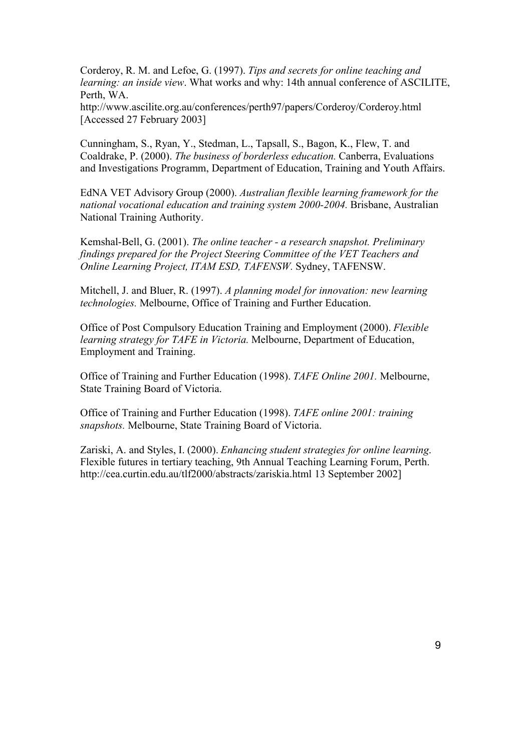Corderoy, R. M. and Lefoe, G. (1997). *Tips and secrets for online teaching and learning: an inside view*. What works and why: 14th annual conference of ASCILITE, Perth, WA. http://www.ascilite.org.au/conferences/perth97/papers/Corderoy/Corderoy.html [Accessed 27 February 2003]

Cunningham, S., Ryan, Y., Stedman, L., Tapsall, S., Bagon, K., Flew, T. and Coaldrake, P. (2000). *The business of borderless education.* Canberra, Evaluations and Investigations Programm, Department of Education, Training and Youth Affairs.

EdNA VET Advisory Group (2000). *Australian flexible learning framework for the national vocational education and training system 2000-2004.* Brisbane, Australian National Training Authority.

Kemshal-Bell, G. (2001). *The online teacher - a research snapshot. Preliminary findings prepared for the Project Steering Committee of the VET Teachers and Online Learning Project, ITAM ESD, TAFENSW.* Sydney, TAFENSW.

Mitchell, J. and Bluer, R. (1997). *A planning model for innovation: new learning technologies.* Melbourne, Office of Training and Further Education.

Office of Post Compulsory Education Training and Employment (2000). *Flexible learning strategy for TAFE in Victoria.* Melbourne, Department of Education, Employment and Training.

Office of Training and Further Education (1998). *TAFE Online 2001.* Melbourne, State Training Board of Victoria.

Office of Training and Further Education (1998). *TAFE online 2001: training snapshots.* Melbourne, State Training Board of Victoria.

Zariski, A. and Styles, I. (2000). *Enhancing student strategies for online learning*. Flexible futures in tertiary teaching, 9th Annual Teaching Learning Forum, Perth. http://cea.curtin.edu.au/tlf2000/abstracts/zariskia.html 13 September 2002]